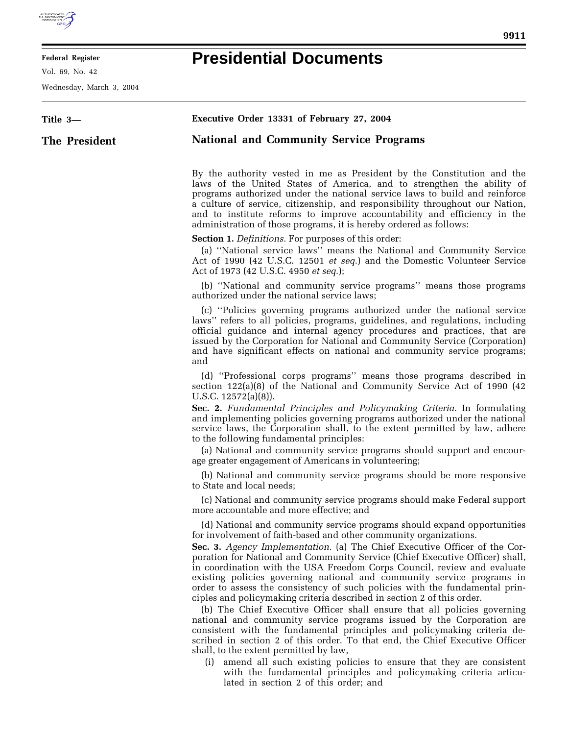# Presidential Documents

**Title 3—**

**The President**

## Executive Order 13331 of February 27, 2004

## National and Community Service Programs

By the authority vested in me as President by the Constitution and the laws of the United States of America, and to strengthen the ability of programs authorized under the national service laws to build and reinforce a culture of service, citizenship, and responsibility throughout our Nation, and to institute reforms to improve accountability and efficiency in the administration of those programs, it is hereby ordered as follows:

**Section 1.** *Definitions.* For purposes of this order:

(a) ''National service laws'' means the National and Community Service Act of 1990 (42 U.S.C. 12501 *et seq.*) and the Domestic Volunteer Service Act of 1973 (42 U.S.C. 4950 *et seq.*);

(b) ''National and community service programs'' means those programs authorized under the national service laws;

(c) ''Policies governing programs authorized under the national service laws'' refers to all policies, programs, guidelines, and regulations, including official guidance and internal agency procedures and practices, that are issued by the Corporation for National and Community Service (Corporation) and have significant effects on national and community service programs; and

(d) ''Professional corps programs'' means those programs described in section 122(a)(8) of the National and Community Service Act of 1990 (42 U.S.C. 12572(a)(8)).

**Sec. 2.** *Fundamental Principles and Policymaking Criteria.* In formulating and implementing policies governing programs authorized under the national service laws, the Corporation shall, to the extent permitted by law, adhere to the following fundamental principles:

(a) National and community service programs should support and encourage greater engagement of Americans in volunteering;

(b) National and community service programs should be more responsive to State and local needs;

(c) National and community service programs should make Federal support more accountable and more effective; and

(d) National and community service programs should expand opportunities for involvement of faith-based and other community organizations.

**Sec. 3.** *Agency Implementation.* (a) The Chief Executive Officer of the Corporation for National and Community Service (Chief Executive Officer) shall, in coordination with the USA Freedom Corps Council, review and evaluate existing policies governing national and community service programs in order to assess the consistency of such policies with the fundamental principles and policymaking criteria described in section 2 of this order.

(b) The Chief Executive Officer shall ensure that all policies governing national and community service programs issued by the Corporation are consistent with the fundamental principles and policymaking criteria described in section 2 of this order. To that end, the Chief Executive Officer shall, to the extent permitted by law,

(i) amend all such existing policies to ensure that they are consistent with the fundamental principles and policymaking criteria articulated in section 2 of this order; and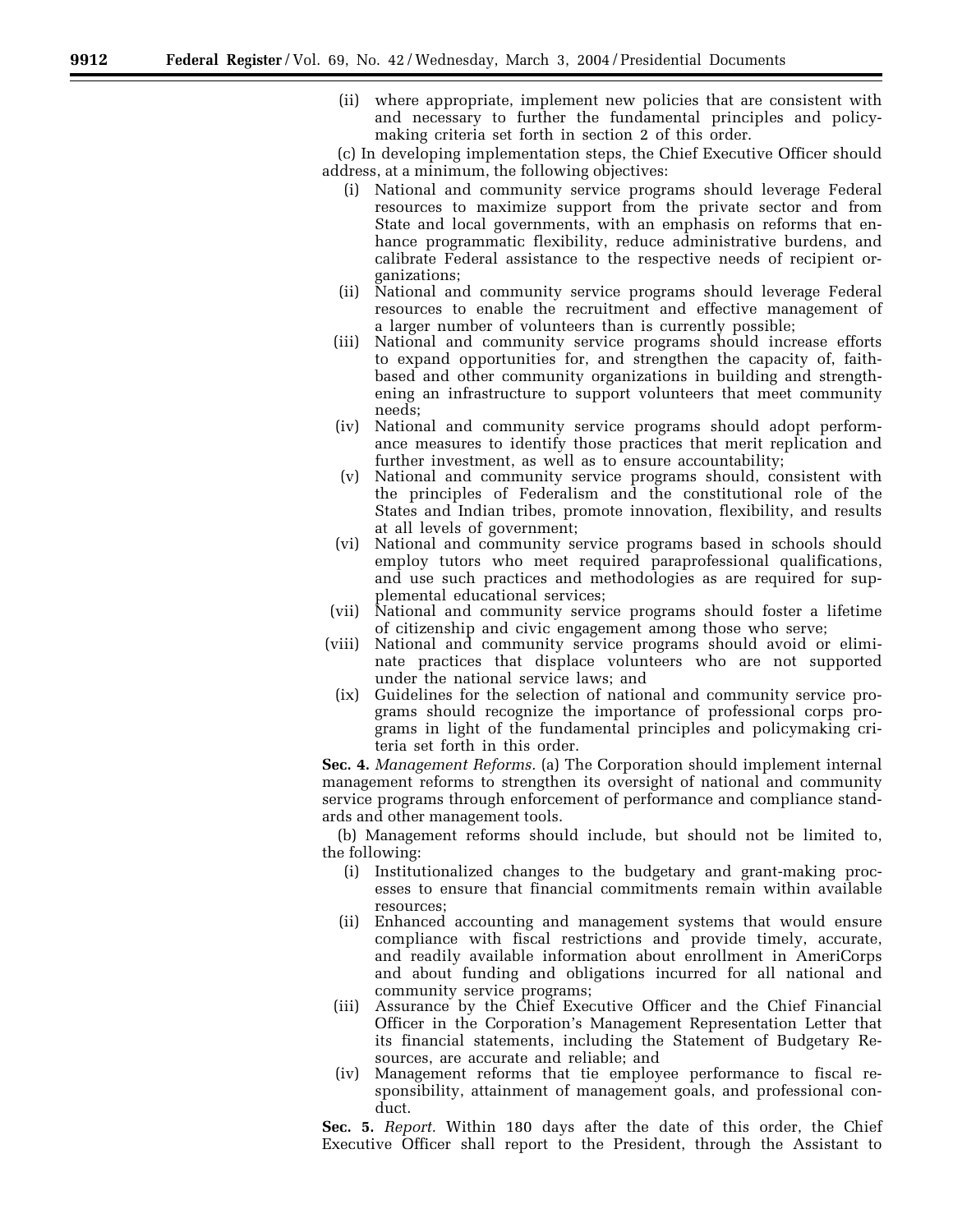(ii) where appropriate, implement new policies that are consistent with and necessary to further the fundamental principles and policymaking criteria set forth in section 2 of this order.

(c) In developing implementation steps, the Chief Executive Officer should address, at a minimum, the following objectives:

(i) National and community service programs should leverage Federal resources to maximize support from the private sector and from State and local governments, with an emphasis on reforms that enhance programmatic flexibility, reduce administrative burdens, and calibrate Federal assistance to the respective needs of recipient organizations;

(ii) National and community service programs should leverage Federal resources to enable the recruitment and effective management of a larger number of volunteers than is currently possible;

(iii) National and community service programs should increase efforts to expand opportunities for, and strengthen the capacity of, faith-based and other community organizations in building and strengthening an infrastructure to support volunteers that meet community needs;

(iv) National and community service programs should adopt performance measures to identify those practices that merit replication and further investment, as well as to ensure accountability;

(v) National and community service programs should, consistent with the principles of Federalism and the constitutional role of the States and Indian tribes, promote innovation, flexibility, and results at all levels of government;

(vi) National and community service programs based in schools should employ tutors who meet required paraprofessional qualifications, and use such practices and methodologies as are required for supplemental educational services;

(vii) National and community service programs should foster a lifetime of citizenship and civic engagement among those who serve;

(viii) National and community service programs should avoid or eliminate practices that displace volunteers who are not supported under the national service laws; and

(ix) Guidelines for the selection of national and community service programs should recognize the importance of professional corps programs in light of the fundamental principles and policymaking criteria set forth in this order.

**Sec. 4.** *Management Reforms.* (a) The Corporation should implement internal management reforms to strengthen its oversight of national and community service programs through enforcement of performance and compliance standards and other management tools.

(b) Management reforms should include, but should not be limited to, the following:

(i) Institutionalized changes to the budgetary and grant-making processes to ensure that financial commitments remain within available resources;

(ii) Enhanced accounting and management systems that would ensure compliance with fiscal restrictions and provide timely, accurate, and readily available information about enrollment in AmeriCorps and about funding and obligations incurred for all national and community service programs;

(iii) Assurance by the Chief Executive Officer and the Chief Financial Officer in the Corporation's Management Representation Letter that its financial statements, including the Statement of Budgetary Resources, are accurate and reliable; and

(iv) Management reforms that tie employee performance to fiscal responsibility, attainment of management goals, and professional conduct.

**Sec. 5.** *Report.* Within 180 days after the date of this order, the Chief Executive Officer shall report to the President, through the Assistant to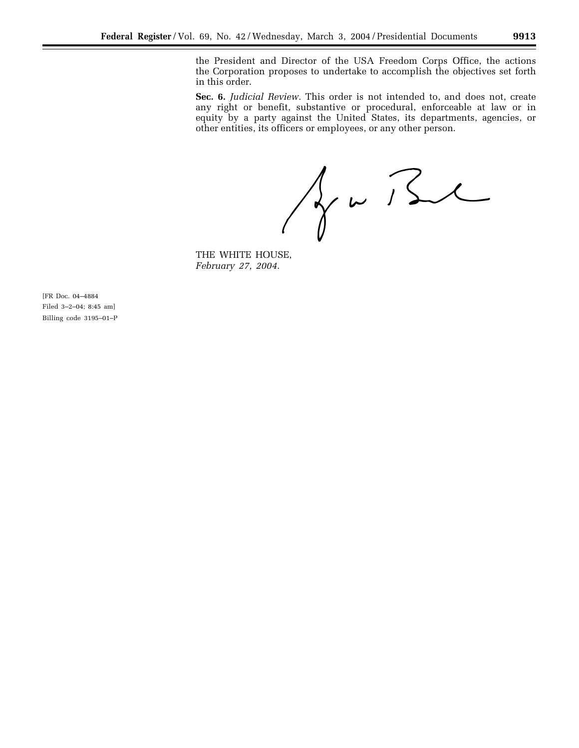the President and Director of the USA Freedom Corps Office, the actions the Corporation proposes to undertake to accomplish the objectives set forth in this order.

**Sec. 6.** *Judicial Review.* This order is not intended to, and does not, create any right or benefit, substantive or procedural, enforceable at law or in equity by a party against the United States, its departments, agencies, or other entities, its officers or employees, or any other person.

THE WHITE HOUSE,
*February 27, 2004.*

[FR Doc. 04–4884
Filed 3–2–04; 8:45 am]
Billing code 3195–01–P